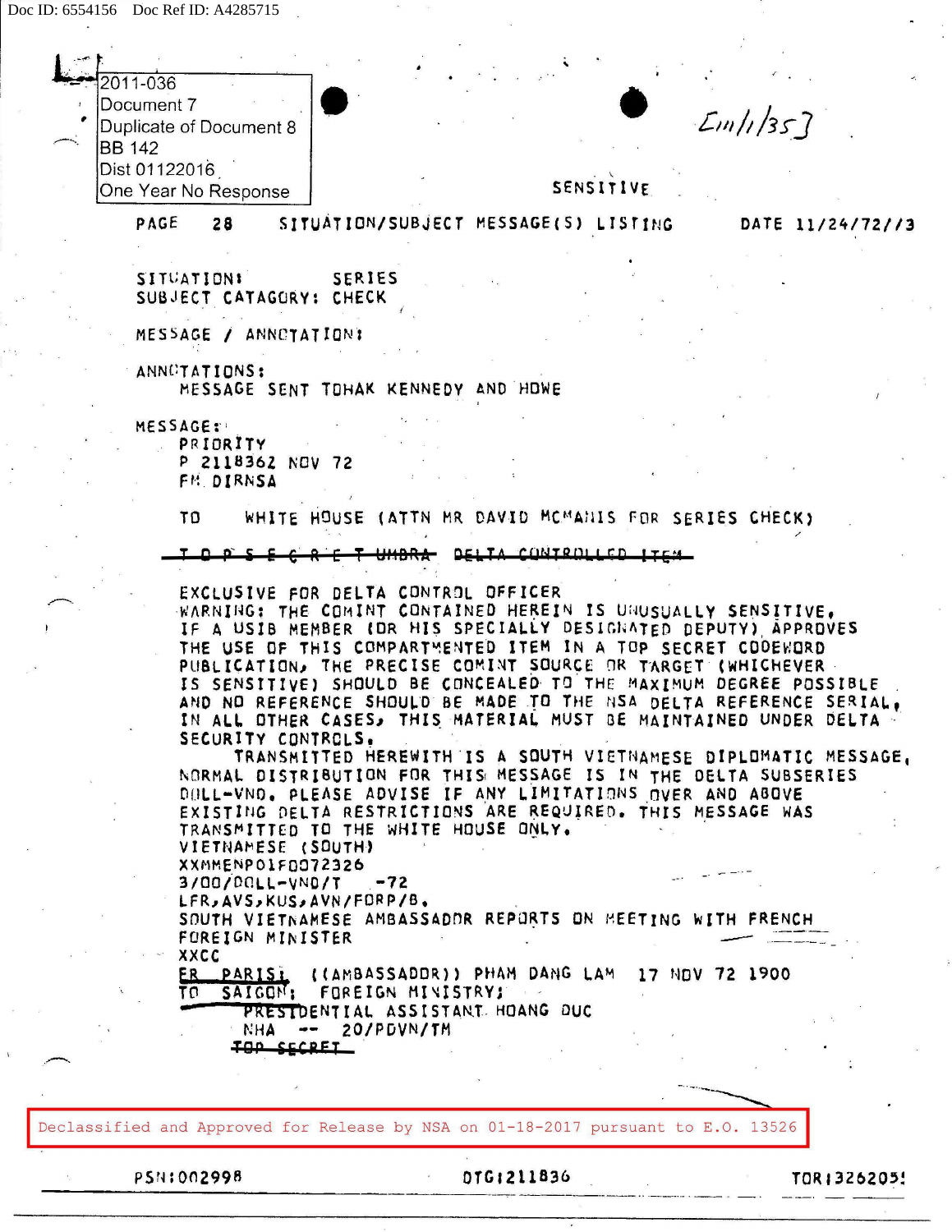Doc ID: 6554156 Doc Ref ID: A4285715

2011-036
Document 7
Duplicate of Document 8
BB 142
Dist 01122016
One Year No Response

[111/1/35]

SENSITIVE

PAGE 28 SITUATION/SUBJECT MESSAGE(S) LISTING DATE 11/24/72//3

SITUATION: SERIES
SUBJECT CATAGORY: CHECK

MESSAGE / ANNOTATION:

ANNOTATIONS:
MESSAGE SENT TOHAK KENNEDY AND HOWE

MESSAGE:
PRIORITY
P 211836Z NOV 72
FM DIRNSA

TO WHITE HOUSE (ATTN MR DAVID MCMANIS FOR SERIES CHECK)

~~T O P S E C R E T UMBRA DELTA CONTROLLED ITEM~~

EXCLUSIVE FOR DELTA CONTROL OFFICER
WARNING: THE COMINT CONTAINED HEREIN IS UNUSUALLY SENSITIVE. IF A USIB MEMBER (OR HIS SPECIALLY DESIGNATED DEPUTY) APPROVES THE USE OF THIS COMPARTMENTED ITEM IN A TOP SECRET CODEWORD PUBLICATION, THE PRECISE COMINT SOURCE OR TARGET (WHICHEVER IS SENSITIVE) SHOULD BE CONCEALED TO THE MAXIMUM DEGREE POSSIBLE AND NO REFERENCE SHOULD BE MADE TO THE NSA DELTA REFERENCE SERIAL. IN ALL OTHER CASES, THIS MATERIAL MUST BE MAINTAINED UNDER DELTA SECURITY CONTROLS.

TRANSMITTED HEREWITH IS A SOUTH VIETNAMESE DIPLOMATIC MESSAGE. NORMAL DISTRIBUTION FOR THIS MESSAGE IS IN THE DELTA SUBSERIES DOLL-VND. PLEASE ADVISE IF ANY LIMITATIONS OVER AND ABOVE EXISTING DELTA RESTRICTIONS ARE REQUIRED. THIS MESSAGE WAS TRANSMITTED TO THE WHITE HOUSE ONLY.

VIETNAMESE (SOUTH)
XXMMENPO1FD072326
3/OO/DOLL-VND/T -72
LFR,AVS,KUS,AVN/FORP/B.
SOUTH VIETNAMESE AMBASSADOR REPORTS ON MEETING WITH FRENCH FOREIGN MINISTER
XXCC
FR PARIS: ((AMBASSADOR)) PHAM DANG LAM 17 NOV 72 1900
TO SAIGON: FOREIGN MINISTRY;
PRESIDENTIAL ASSISTANT HOANG DUC
NHA -- 20/PDVN/TM
~~TOP SECRET~~

Declassified and Approved for Release by NSA on 01-18-2017 pursuant to E.O. 13526

PSN:002998 DTG:211836 TOR:326205!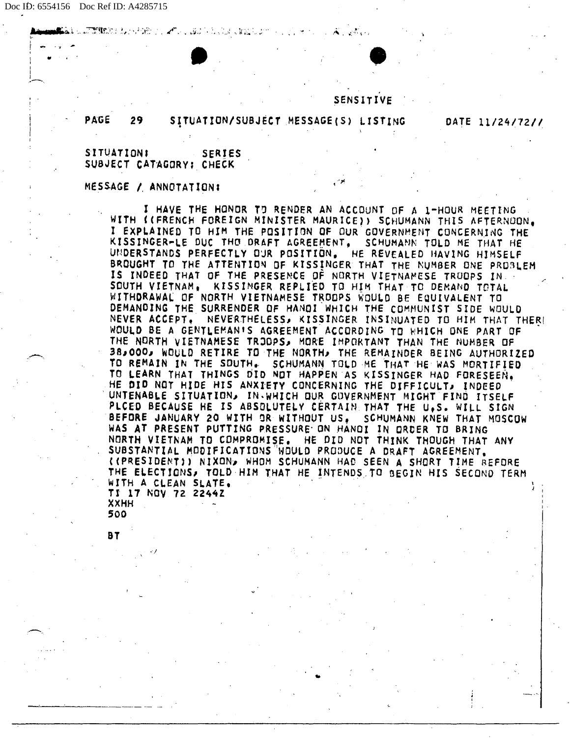SENSITIVE

PAGE 29 SITUATION/SUBJECT MESSAGE(S) LISTING DATE 11/24/72//

SITUATION: SERIES
SUBJECT CATAGORY: CHECK

MESSAGE / ANNOTATION:

I HAVE THE HONOR TO RENDER AN ACCOUNT OF A 1-HOUR MEETING WITH ((FRENCH FOREIGN MINISTER MAURICE)) SCHUMANN THIS AFTERNOON. I EXPLAINED TO HIM THE POSITION OF OUR GOVERNMENT CONCERNING THE KISSINGER-LE DUC THO DRAFT AGREEMENT. SCHUMANN TOLD ME THAT HE UNDERSTANDS PERFECTLY OUR POSITION. HE REVEALED HAVING HIMSELF BROUGHT TO THE ATTENTION OF KISSINGER THAT THE NUMBER ONE PROBLEM IS INDEED THAT OF THE PRESENCE OF NORTH VIETNAMESE TROOPS IN SOUTH VIETNAM. KISSINGER REPLIED TO HIM THAT TO DEMAND TOTAL WITHDRAWAL OF NORTH VIETNAMESE TROOPS WOULD BE EQUIVALENT TO DEMANDING THE SURRENDER OF HANOI WHICH THE COMMUNIST SIDE WOULD NEVER ACCEPT. NEVERTHELESS, KISSINGER INSINUATED TO HIM THAT THERE WOULD BE A GENTLEMAN'S AGREEMENT ACCORDING TO WHICH ONE PART OF THE NORTH VIETNAMESE TROOPS, MORE IMPORTANT THAN THE NUMBER OF 38,000, WOULD RETIRE TO THE NORTH, THE REMAINDER BEING AUTHORIZED TO REMAIN IN THE SOUTH. SCHUMANN TOLD ME THAT HE WAS MORTIFIED TO LEARN THAT THINGS DID NOT HAPPEN AS KISSINGER HAD FORESEEN. HE DID NOT HIDE HIS ANXIETY CONCERNING THE DIFFICULT, INDEED UNTENABLE SITUATION, IN WHICH OUR GOVERNMENT MIGHT FIND ITSELF PLCED BECAUSE HE IS ABSOLUTELY CERTAIN THAT THE U.S. WILL SIGN BEFORE JANUARY 20 WITH OR WITHOUT US. SCHUMANN KNEW THAT MOSCOW WAS AT PRESENT PUTTING PRESSURE ON HANOI IN ORDER TO BRING NORTH VIETNAM TO COMPROMISE. HE DID NOT THINK THOUGH THAT ANY SUBSTANTIAL MODIFICATIONS WOULD PRODUCE A DRAFT AGREEMENT. ((PRESIDENT)) NIXON, WHOM SCHUMANN HAD SEEN A SHORT TIME BEFORE THE ELECTIONS, TOLD HIM THAT HE INTENDS TO BEGIN HIS SECOND TERM WITH A CLEAN SLATE.
TI 17 NOV 72 2244Z
XXHH
500

BT